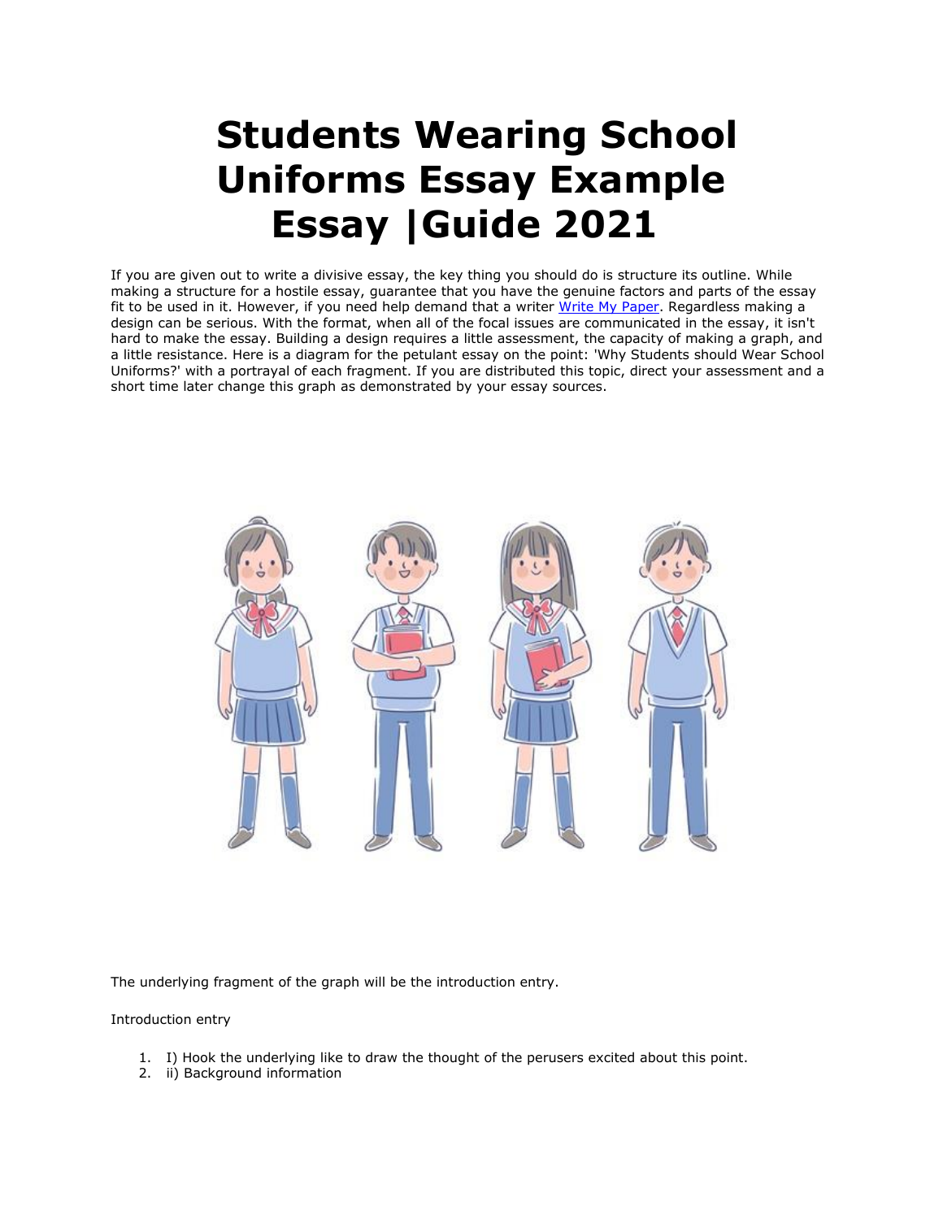# Students Wearing School Uniforms Essay Example Essay |Guide 2021

If you are given out to write a divisive essay, the key thing you should do is structure its outline. While making a structure for a hostile essay, guarantee that you have the genuine factors and parts of the essay fit to be used in it. However, if you need help demand that a writer [Write My Paper](). Regardless making a design can be serious. With the format, when all of the focal issues are communicated in the essay, it isn't hard to make the essay. Building a design requires a little assessment, the capacity of making a graph, and a little resistance. Here is a diagram for the petulant essay on the point: 'Why Students should Wear School Uniforms?' with a portrayal of each fragment. If you are distributed this topic, direct your assessment and a short time later change this graph as demonstrated by your essay sources.

The underlying fragment of the graph will be the introduction entry.

Introduction entry

1. I) Hook the underlying like to draw the thought of the perusers excited about this point.
2. ii) Background information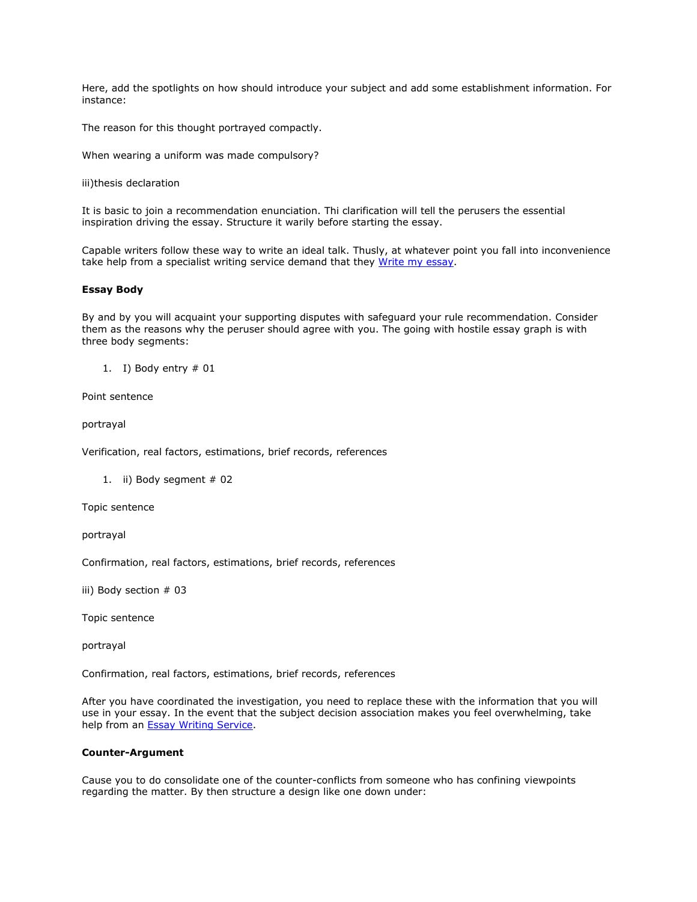Here, add the spotlights on how should introduce your subject and add some establishment information. For instance:

The reason for this thought portrayed compactly.

When wearing a uniform was made compulsory?

iii)thesis declaration

It is basic to join a recommendation enunciation. Thi clarification will tell the perusers the essential inspiration driving the essay. Structure it warily before starting the essay.

Capable writers follow these way to write an ideal talk. Thusly, at whatever point you fall into inconvenience take help from a specialist writing service demand that they [Write my essay](#).

**Essay Body**

By and by you will acquaint your supporting disputes with safeguard your rule recommendation. Consider them as the reasons why the peruser should agree with you. The going with hostile essay graph is with three body segments:

1. I) Body entry # 01

Point sentence

portrayal

Verification, real factors, estimations, brief records, references

1. ii) Body segment # 02

Topic sentence

portrayal

Confirmation, real factors, estimations, brief records, references

iii) Body section # 03

Topic sentence

portrayal

Confirmation, real factors, estimations, brief records, references

After you have coordinated the investigation, you need to replace these with the information that you will use in your essay. In the event that the subject decision association makes you feel overwhelming, take help from an [Essay Writing Service](#).

**Counter-Argument**

Cause you to do consolidate one of the counter-conflicts from someone who has confining viewpoints regarding the matter. By then structure a design like one down under: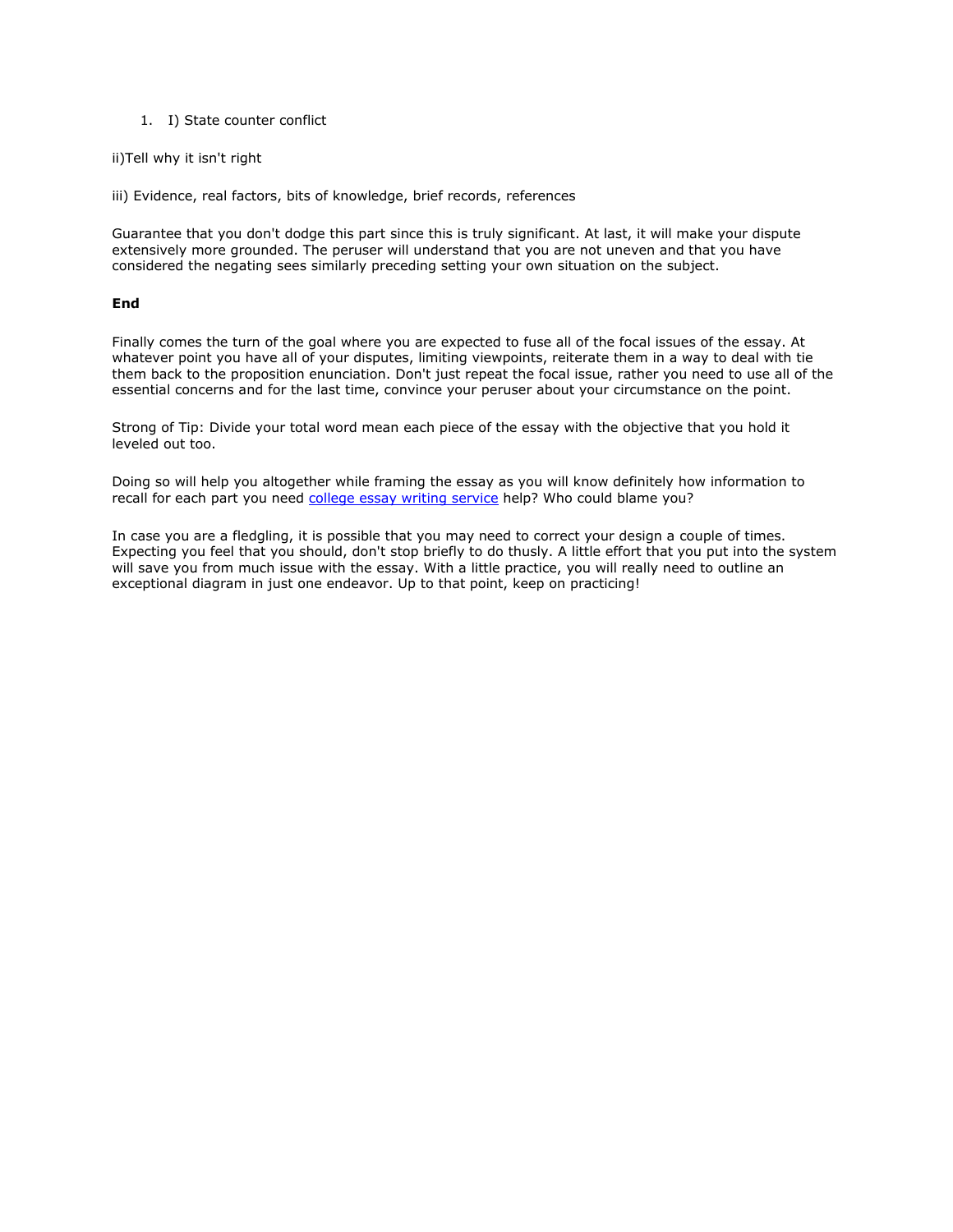1. I) State counter conflict

ii)Tell why it isn't right

iii) Evidence, real factors, bits of knowledge, brief records, references

Guarantee that you don't dodge this part since this is truly significant. At last, it will make your dispute extensively more grounded. The peruser will understand that you are not uneven and that you have considered the negating sees similarly preceding setting your own situation on the subject.

**End**

Finally comes the turn of the goal where you are expected to fuse all of the focal issues of the essay. At whatever point you have all of your disputes, limiting viewpoints, reiterate them in a way to deal with tie them back to the proposition enunciation. Don't just repeat the focal issue, rather you need to use all of the essential concerns and for the last time, convince your peruser about your circumstance on the point.

Strong of Tip: Divide your total word mean each piece of the essay with the objective that you hold it leveled out too.

Doing so will help you altogether while framing the essay as you will know definitely how information to recall for each part you need [college essay writing service] help? Who could blame you?

In case you are a fledgling, it is possible that you may need to correct your design a couple of times. Expecting you feel that you should, don't stop briefly to do thusly. A little effort that you put into the system will save you from much issue with the essay. With a little practice, you will really need to outline an exceptional diagram in just one endeavor. Up to that point, keep on practicing!